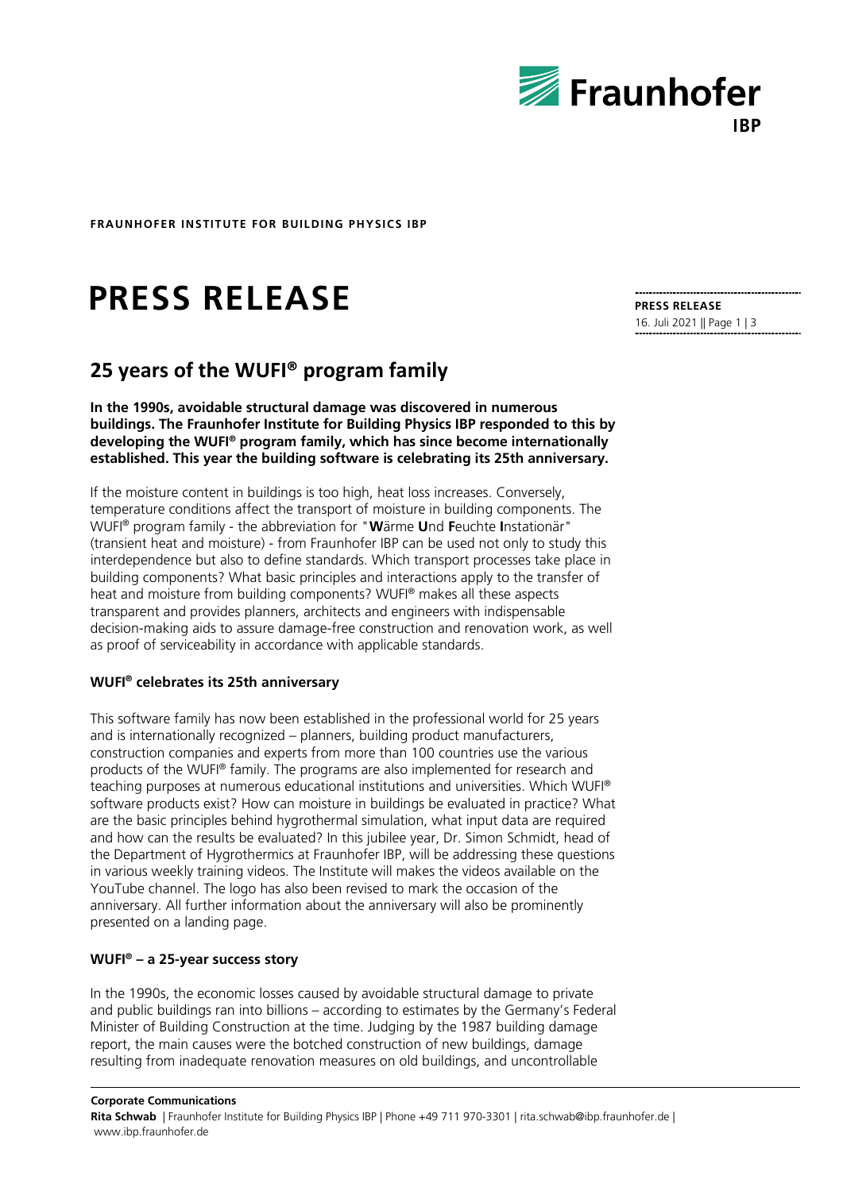**FRAUNHOFER INSTITUTE FOR BUILDING PHYSICS IBP**

# PRESS RELEASE

**PRESS RELEASE**
16. Juli 2021

## 25 years of the WUFI® program family

**In the 1990s, avoidable structural damage was discovered in numerous buildings. The Fraunhofer Institute for Building Physics IBP responded to this by developing the WUFI® program family, which has since become internationally established. This year the building software is celebrating its 25th anniversary.**

If the moisture content in buildings is too high, heat loss increases. Conversely, temperature conditions affect the transport of moisture in building components. The WUFI® program family - the abbreviation for "**W**ärme **U**nd **F**euchte **I**nstationär" (transient heat and moisture) - from Fraunhofer IBP can be used not only to study this interdependence but also to define standards. Which transport processes take place in building components? What basic principles and interactions apply to the transfer of heat and moisture from building components? WUFI® makes all these aspects transparent and provides planners, architects and engineers with indispensable decision-making aids to assure damage-free construction and renovation work, as well as proof of serviceability in accordance with applicable standards.

### WUFI® celebrates its 25th anniversary

This software family has now been established in the professional world for 25 years and is internationally recognized – planners, building product manufacturers, construction companies and experts from more than 100 countries use the various products of the WUFI® family. The programs are also implemented for research and teaching purposes at numerous educational institutions and universities. Which WUFI® software products exist? How can moisture in buildings be evaluated in practice? What are the basic principles behind hygrothermal simulation, what input data are required and how can the results be evaluated? In this jubilee year, Dr. Simon Schmidt, head of the Department of Hygrothermics at Fraunhofer IBP, will be addressing these questions in various weekly training videos. The Institute will makes the videos available on the YouTube channel. The logo has also been revised to mark the occasion of the anniversary. All further information about the anniversary will also be prominently presented on a landing page.

### WUFI® – a 25-year success story

In the 1990s, the economic losses caused by avoidable structural damage to private and public buildings ran into billions – according to estimates by the Germany's Federal Minister of Building Construction at the time. Judging by the 1987 building damage report, the main causes were the botched construction of new buildings, damage resulting from inadequate renovation measures on old buildings, and uncontrollable

**Corporate Communications**
**Rita Schwab** | Fraunhofer Institute for Building Physics IBP | Phone +49 711 970-3301 | rita.schwab@ibp.fraunhofer.de | www.ibp.fraunhofer.de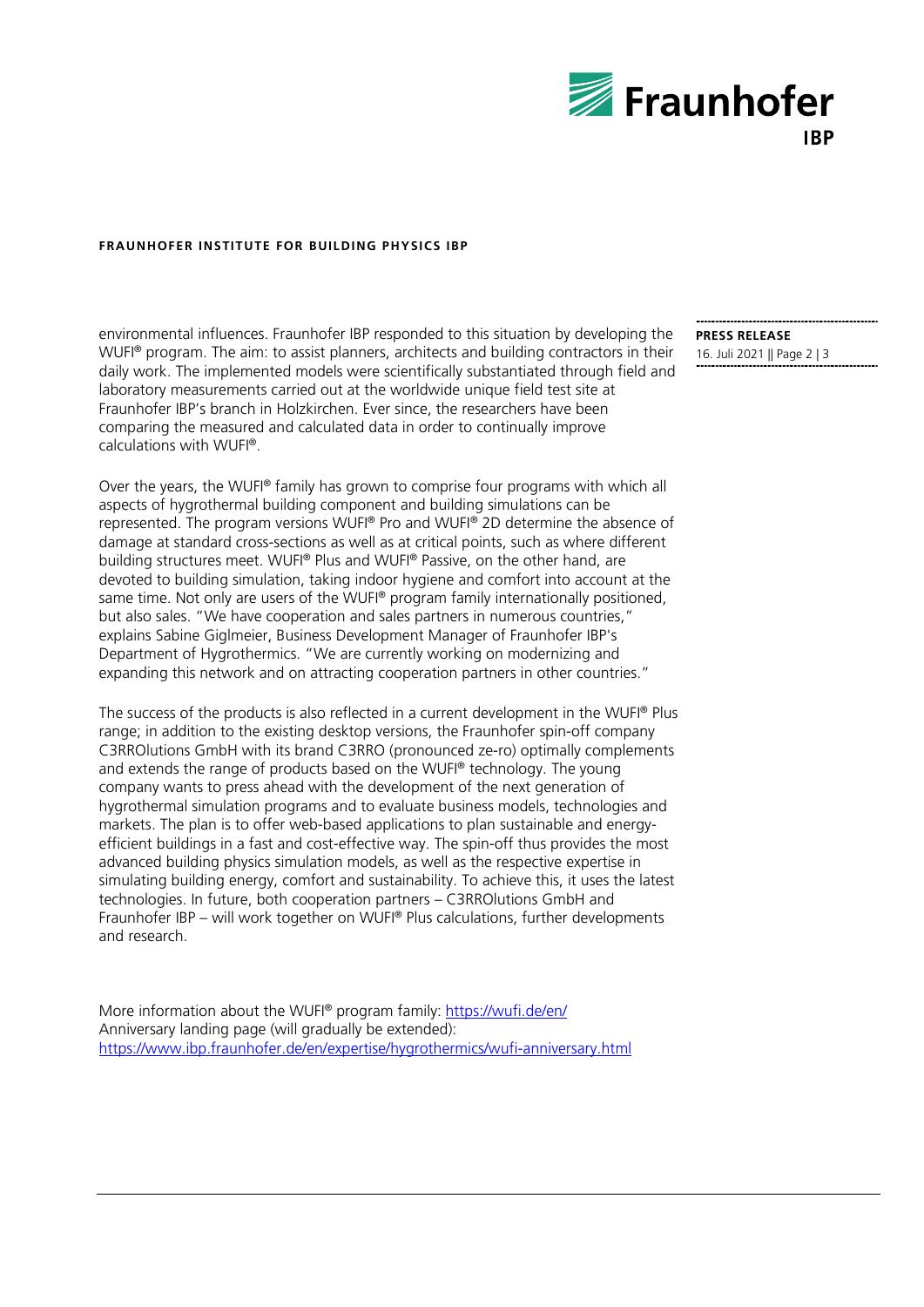environmental influences. Fraunhofer IBP responded to this situation by developing the WUFI® program. The aim: to assist planners, architects and building contractors in their daily work. The implemented models were scientifically substantiated through field and laboratory measurements carried out at the worldwide unique field test site at Fraunhofer IBP's branch in Holzkirchen. Ever since, the researchers have been comparing the measured and calculated data in order to continually improve calculations with WUFI®.

Over the years, the WUFI® family has grown to comprise four programs with which all aspects of hygrothermal building component and building simulations can be represented. The program versions WUFI® Pro and WUFI® 2D determine the absence of damage at standard cross-sections as well as at critical points, such as where different building structures meet. WUFI® Plus and WUFI® Passive, on the other hand, are devoted to building simulation, taking indoor hygiene and comfort into account at the same time. Not only are users of the WUFI® program family internationally positioned, but also sales. "We have cooperation and sales partners in numerous countries," explains Sabine Giglmeier, Business Development Manager of Fraunhofer IBP's Department of Hygrothermics. "We are currently working on modernizing and expanding this network and on attracting cooperation partners in other countries."

The success of the products is also reflected in a current development in the WUFI® Plus range; in addition to the existing desktop versions, the Fraunhofer spin-off company C3RROlutions GmbH with its brand C3RRO (pronounced ze-ro) optimally complements and extends the range of products based on the WUFI® technology. The young company wants to press ahead with the development of the next generation of hygrothermal simulation programs and to evaluate business models, technologies and markets. The plan is to offer web-based applications to plan sustainable and energy-efficient buildings in a fast and cost-effective way. The spin-off thus provides the most advanced building physics simulation models, as well as the respective expertise in simulating building energy, comfort and sustainability. To achieve this, it uses the latest technologies. In future, both cooperation partners – C3RROlutions GmbH and Fraunhofer IBP – will work together on WUFI® Plus calculations, further developments and research.

More information about the WUFI® program family: https://wufi.de/en/
Anniversary landing page (will gradually be extended):
https://www.ibp.fraunhofer.de/en/expertise/hygrothermics/wufi-anniversary.html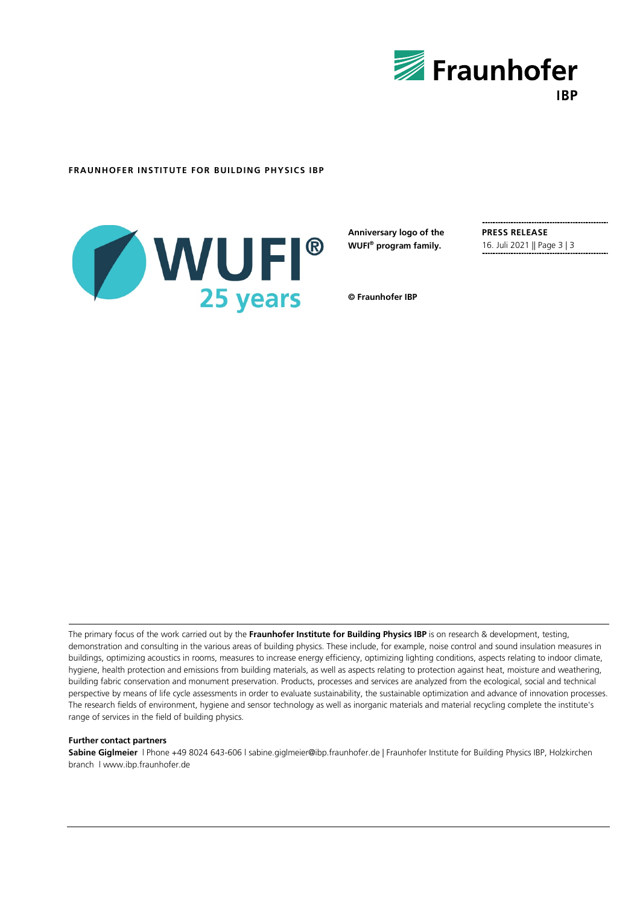**FRAUNHOFER INSTITUTE FOR BUILDING PHYSICS IBP**

**Anniversary logo of the WUFI® program family.**

**© Fraunhofer IBP**

**PRESS RELEASE**
16. Juli 2021

The primary focus of the work carried out by the **Fraunhofer Institute for Building Physics IBP** is on research & development, testing, demonstration and consulting in the various areas of building physics. These include, for example, noise control and sound insulation measures in buildings, optimizing acoustics in rooms, measures to increase energy efficiency, optimizing lighting conditions, aspects relating to indoor climate, hygiene, health protection and emissions from building materials, as well as aspects relating to protection against heat, moisture and weathering, building fabric conservation and monument preservation. Products, processes and services are analyzed from the ecological, social and technical perspective by means of life cycle assessments in order to evaluate sustainability, the sustainable optimization and advance of innovation processes. The research fields of environment, hygiene and sensor technology as well as inorganic materials and material recycling complete the institute's range of services in the field of building physics.

**Further contact partners**

**Sabine Giglmeier** l Phone +49 8024 643-606 l sabine.giglmeier@ibp.fraunhofer.de | Fraunhofer Institute for Building Physics IBP, Holzkirchen branch l www.ibp.fraunhofer.de